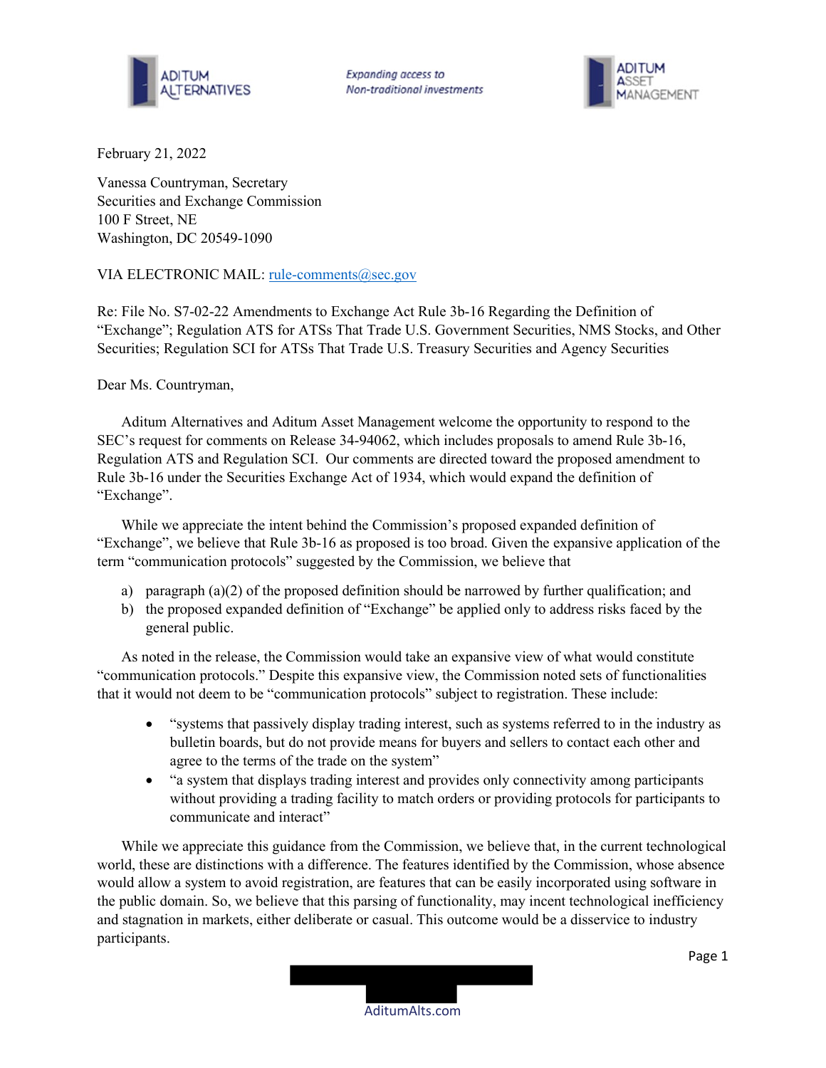ADITUM ALTERNATIVES

*Expanding access to Non-traditional investments*

ADITUM ASSET MANAGEMENT

February 21, 2022

Vanessa Countryman, Secretary
Securities and Exchange Commission
100 F Street, NE
Washington, DC 20549-1090

VIA ELECTRONIC MAIL: rule-comments@sec.gov

Re: File No. S7-02-22 Amendments to Exchange Act Rule 3b-16 Regarding the Definition of "Exchange"; Regulation ATS for ATSs That Trade U.S. Government Securities, NMS Stocks, and Other Securities; Regulation SCI for ATSs That Trade U.S. Treasury Securities and Agency Securities

Dear Ms. Countryman,

Aditum Alternatives and Aditum Asset Management welcome the opportunity to respond to the SEC's request for comments on Release 34-94062, which includes proposals to amend Rule 3b-16, Regulation ATS and Regulation SCI. Our comments are directed toward the proposed amendment to Rule 3b-16 under the Securities Exchange Act of 1934, which would expand the definition of "Exchange".

While we appreciate the intent behind the Commission's proposed expanded definition of "Exchange", we believe that Rule 3b-16 as proposed is too broad. Given the expansive application of the term "communication protocols" suggested by the Commission, we believe that

a) paragraph (a)(2) of the proposed definition should be narrowed by further qualification; and
b) the proposed expanded definition of "Exchange" be applied only to address risks faced by the general public.

As noted in the release, the Commission would take an expansive view of what would constitute "communication protocols." Despite this expansive view, the Commission noted sets of functionalities that it would not deem to be "communication protocols" subject to registration. These include:

- "systems that passively display trading interest, such as systems referred to in the industry as bulletin boards, but do not provide means for buyers and sellers to contact each other and agree to the terms of the trade on the system"
- "a system that displays trading interest and provides only connectivity among participants without providing a trading facility to match orders or providing protocols for participants to communicate and interact"

While we appreciate this guidance from the Commission, we believe that, in the current technological world, these are distinctions with a difference. The features identified by the Commission, whose absence would allow a system to avoid registration, are features that can be easily incorporated using software in the public domain. So, we believe that this parsing of functionality, may incent technological inefficiency and stagnation in markets, either deliberate or casual. This outcome would be a disservice to industry participants.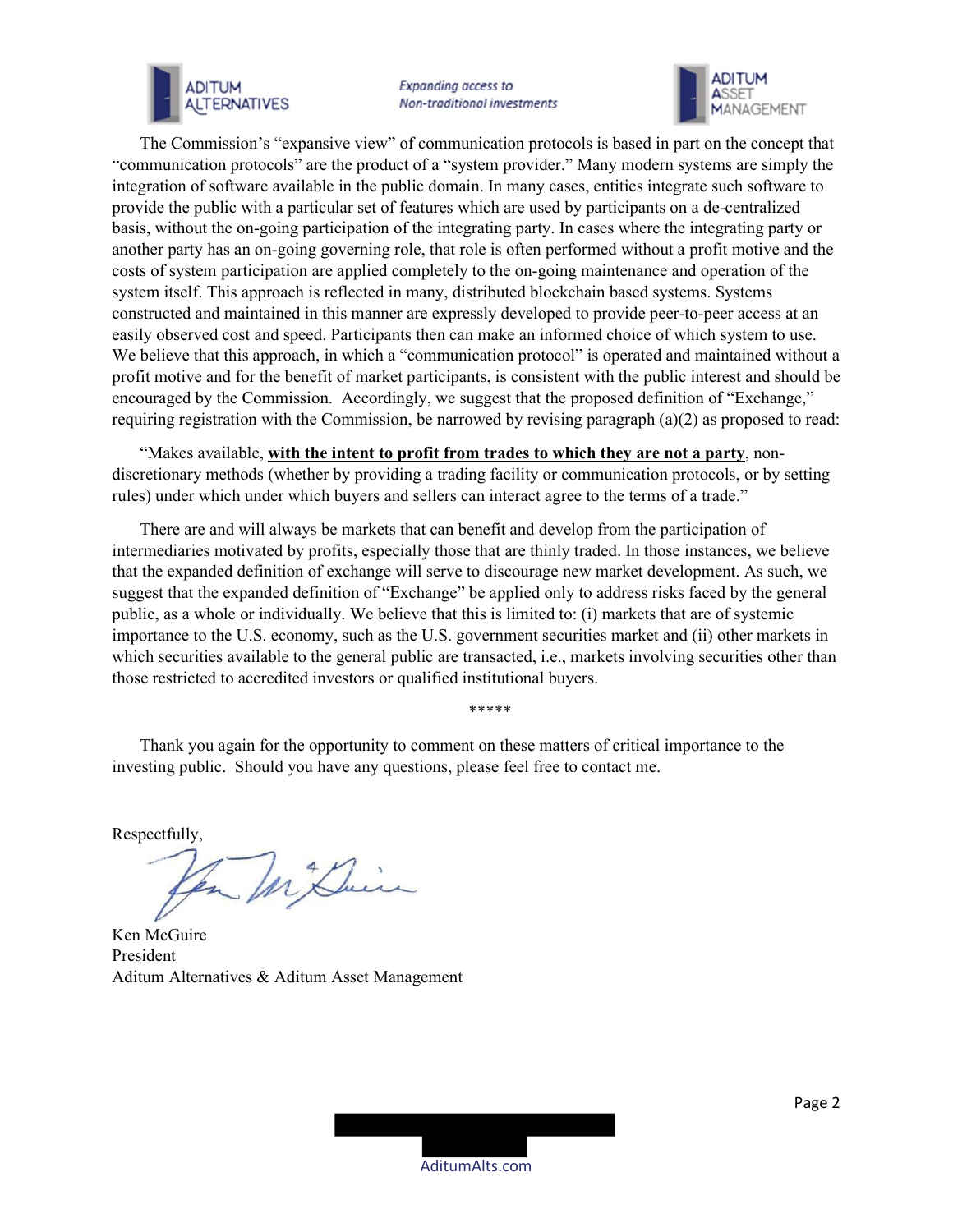The Commission's "expansive view" of communication protocols is based in part on the concept that "communication protocols" are the product of a "system provider." Many modern systems are simply the integration of software available in the public domain. In many cases, entities integrate such software to provide the public with a particular set of features which are used by participants on a de-centralized basis, without the on-going participation of the integrating party. In cases where the integrating party or another party has an on-going governing role, that role is often performed without a profit motive and the costs of system participation are applied completely to the on-going maintenance and operation of the system itself. This approach is reflected in many, distributed blockchain based systems. Systems constructed and maintained in this manner are expressly developed to provide peer-to-peer access at an easily observed cost and speed. Participants then can make an informed choice of which system to use. We believe that this approach, in which a "communication protocol" is operated and maintained without a profit motive and for the benefit of market participants, is consistent with the public interest and should be encouraged by the Commission. Accordingly, we suggest that the proposed definition of "Exchange," requiring registration with the Commission, be narrowed by revising paragraph (a)(2) as proposed to read:

"Makes available, **with the intent to profit from trades to which they are not a party**, non-discretionary methods (whether by providing a trading facility or communication protocols, or by setting rules) under which under which buyers and sellers can interact agree to the terms of a trade."

There are and will always be markets that can benefit and develop from the participation of intermediaries motivated by profits, especially those that are thinly traded. In those instances, we believe that the expanded definition of exchange will serve to discourage new market development. As such, we suggest that the expanded definition of "Exchange" be applied only to address risks faced by the general public, as a whole or individually. We believe that this is limited to: (i) markets that are of systemic importance to the U.S. economy, such as the U.S. government securities market and (ii) other markets in which securities available to the general public are transacted, i.e., markets involving securities other than those restricted to accredited investors or qualified institutional buyers.

*****

Thank you again for the opportunity to comment on these matters of critical importance to the investing public. Should you have any questions, please feel free to contact me.

Respectfully,

Ken McGuire
President
Aditum Alternatives & Aditum Asset Management